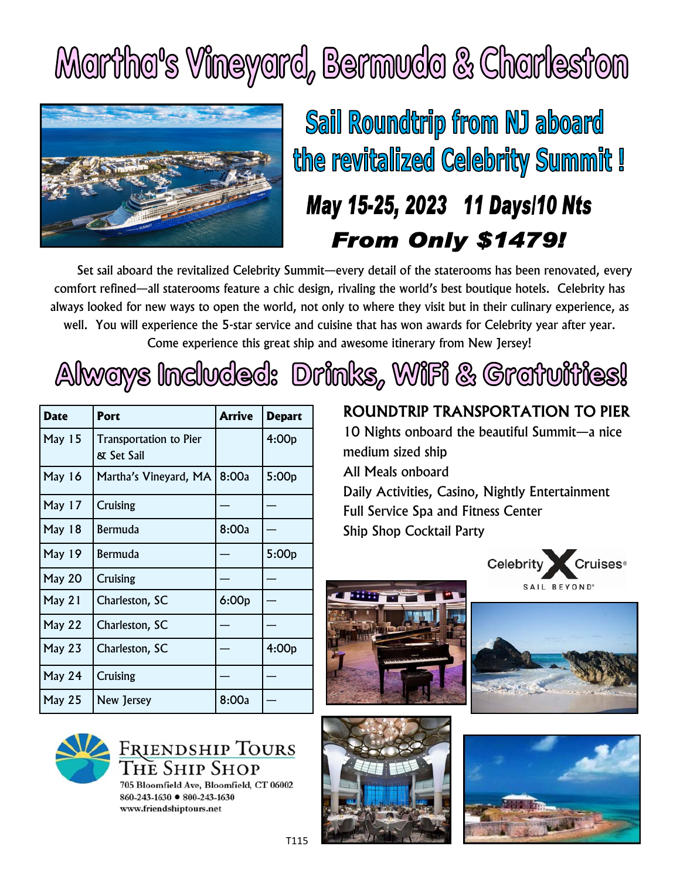# Martha's Vineyard, Bermuda & Charleston

## Sail Roundtrip from NJ aboard the revitalized Celebrity Summit !

### *May 15-25, 2023   11 Days/10 Nts*

### ***From Only $1479!***

Set sail aboard the revitalized Celebrity Summit—every detail of the staterooms has been renovated, every comfort refined—all staterooms feature a chic design, rivaling the world's best boutique hotels. Celebrity has always looked for new ways to open the world, not only to where they visit but in their culinary experience, as well. You will experience the 5-star service and cuisine that has won awards for Celebrity year after year. Come experience this great ship and awesome itinerary from New Jersey!

## Always Included: Drinks, WiFi & Gratuities!

| Date | Port | Arrive | Depart |
|---|---|---|---|
| May 15 | Transportation to Pier & Set Sail | | 4:00p |
| May 16 | Martha's Vineyard, MA | 8:00a | 5:00p |
| May 17 | Cruising | — | — |
| May 18 | Bermuda | 8:00a | — |
| May 19 | Bermuda | — | 5:00p |
| May 20 | Cruising | — | — |
| May 21 | Charleston, SC | 6:00p | — |
| May 22 | Charleston, SC | — | — |
| May 23 | Charleston, SC | — | 4:00p |
| May 24 | Cruising | — | — |
| May 25 | New Jersey | 8:00a | — |

**ROUNDTRIP TRANSPORTATION TO PIER**

10 Nights onboard the beautiful Summit—a nice medium sized ship

All Meals onboard

Daily Activities, Casino, Nightly Entertainment

Full Service Spa and Fitness Center

Ship Shop Cocktail Party

Celebrity Cruises® SAIL BEYOND®

Friendship Tours
The Ship Shop
705 Bloomfield Ave, Bloomfield, CT 06002
860-243-1630 • 800-243-1630
www.friendshiptours.net

T115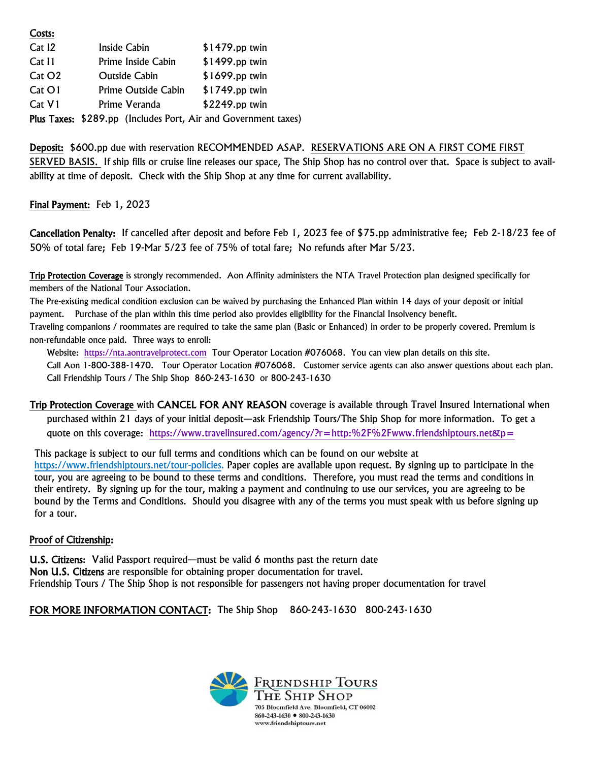**Costs:**

| | | |
|---|---|---|
| Cat I2 | Inside Cabin | $1479.pp twin |
| Cat I1 | Prime Inside Cabin | $1499.pp twin |
| Cat O2 | Outside Cabin | $1699.pp twin |
| Cat O1 | Prime Outside Cabin | $1749.pp twin |
| Cat V1 | Prime Veranda | $2249.pp twin |

**Plus Taxes:** $289.pp (Includes Port, Air and Government taxes)

**Deposit:** $600.pp due with reservation RECOMMENDED ASAP. RESERVATIONS ARE ON A FIRST COME FIRST SERVED BASIS. If ship fills or cruise line releases our space, The Ship Shop has no control over that. Space is subject to availability at time of deposit. Check with the Ship Shop at any time for current availability.

**Final Payment:** Feb 1, 2023

**Cancellation Penalty:** If cancelled after deposit and before Feb 1, 2023 fee of $75.pp administrative fee; Feb 2-18/23 fee of 50% of total fare; Feb 19-Mar 5/23 fee of 75% of total fare; No refunds after Mar 5/23.

**Trip Protection Coverage** is strongly recommended. Aon Affinity administers the NTA Travel Protection plan designed specifically for members of the National Tour Association.

The Pre-existing medical condition exclusion can be waived by purchasing the Enhanced Plan within 14 days of your deposit or initial payment. Purchase of the plan within this time period also provides eligibility for the Financial Insolvency benefit.

Traveling companions / roommates are required to take the same plan (Basic or Enhanced) in order to be properly covered. Premium is non-refundable once paid. Three ways to enroll:

Website: https://nta.aontravelprotect.com Tour Operator Location #076068. You can view plan details on this site.
Call Aon 1-800-388-1470. Tour Operator Location #076068. Customer service agents can also answer questions about each plan.
Call Friendship Tours / The Ship Shop 860-243-1630 or 800-243-1630

**Trip Protection Coverage** with **CANCEL FOR ANY REASON** coverage is available through Travel Insured International when purchased within 21 days of your initial deposit—ask Friendship Tours/The Ship Shop for more information. To get a quote on this coverage: https://www.travelinsured.com/agency/?r=http:%2F%2Fwww.friendshiptours.net&p=

This package is subject to our full terms and conditions which can be found on our website at https://www.friendshiptours.net/tour-policies. Paper copies are available upon request. By signing up to participate in the tour, you are agreeing to be bound to these terms and conditions. Therefore, you must read the terms and conditions in their entirety. By signing up for the tour, making a payment and continuing to use our services, you are agreeing to be bound by the Terms and Conditions. Should you disagree with any of the terms you must speak with us before signing up for a tour.

**Proof of Citizenship:**

**U.S. Citizens:** Valid Passport required—must be valid 6 months past the return date
**Non U.S. Citizens** are responsible for obtaining proper documentation for travel.
Friendship Tours / The Ship Shop is not responsible for passengers not having proper documentation for travel

**FOR MORE INFORMATION CONTACT:** The Ship Shop 860-243-1630 800-243-1630

Friendship Tours
The Ship Shop
705 Bloomfield Ave, Bloomfield, CT 06002
860-243-1630 • 800-243-1630
www.friendshiptours.net